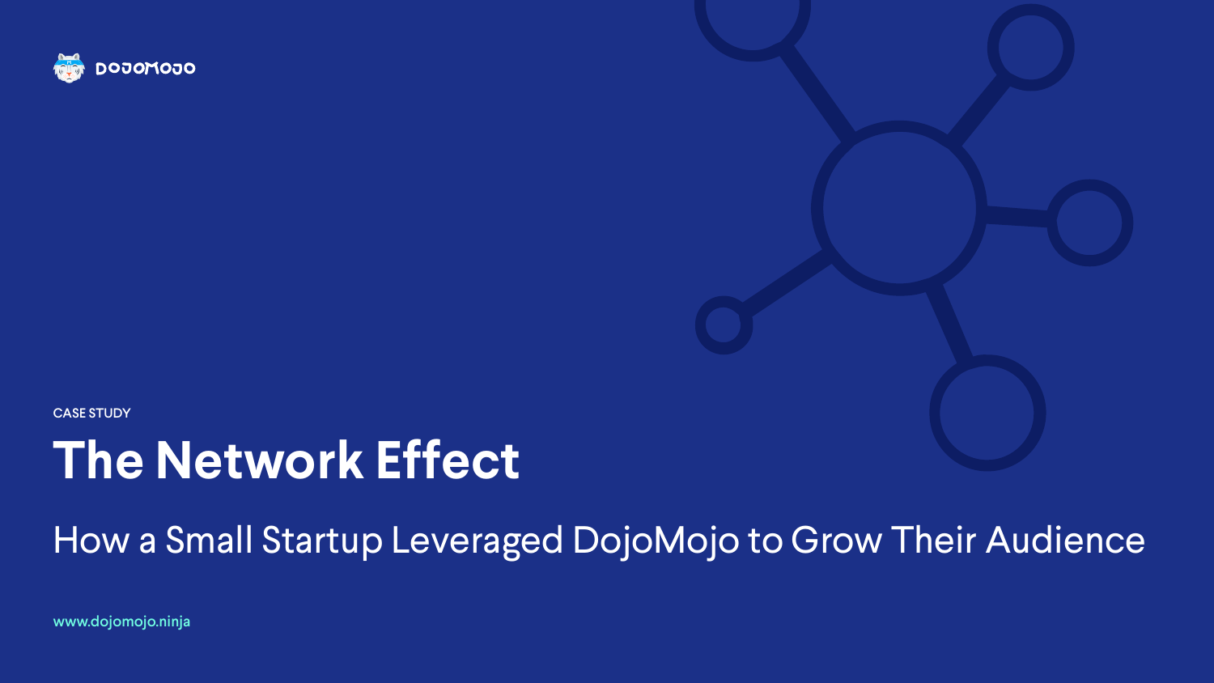DOJOMOJO

CASE STUDY

# The Network Effect

## How a Small Startup Leveraged DojoMojo to Grow Their Audience

www.dojomojo.ninja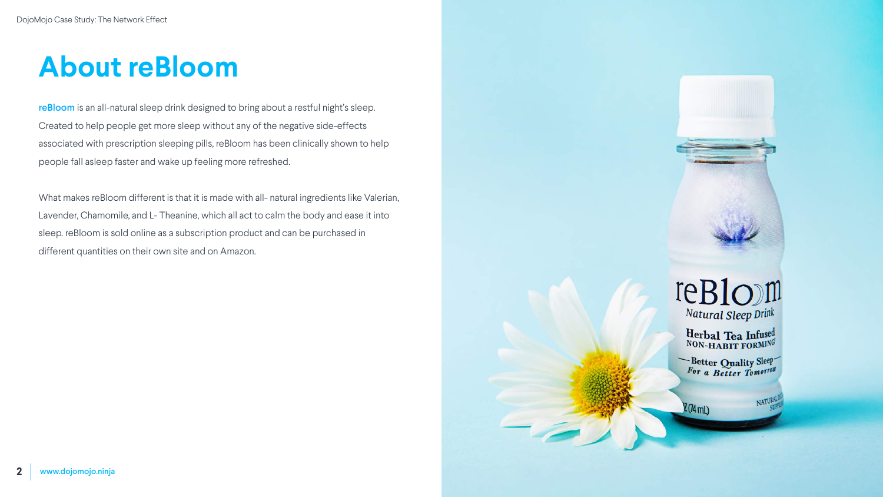# About reBloom

reBloom is an all-natural sleep drink designed to bring about a restful night's sleep. Created to help people get more sleep without any of the negative side-effects associated with prescription sleeping pills, reBloom has been clinically shown to help people fall asleep faster and wake up feeling more refreshed.

What makes reBloom different is that it is made with all- natural ingredients like Valerian, Lavender, Chamomile, and L- Theanine, which all act to calm the body and ease it into sleep. reBloom is sold online as a subscription product and can be purchased in different quantities on their own site and on Amazon.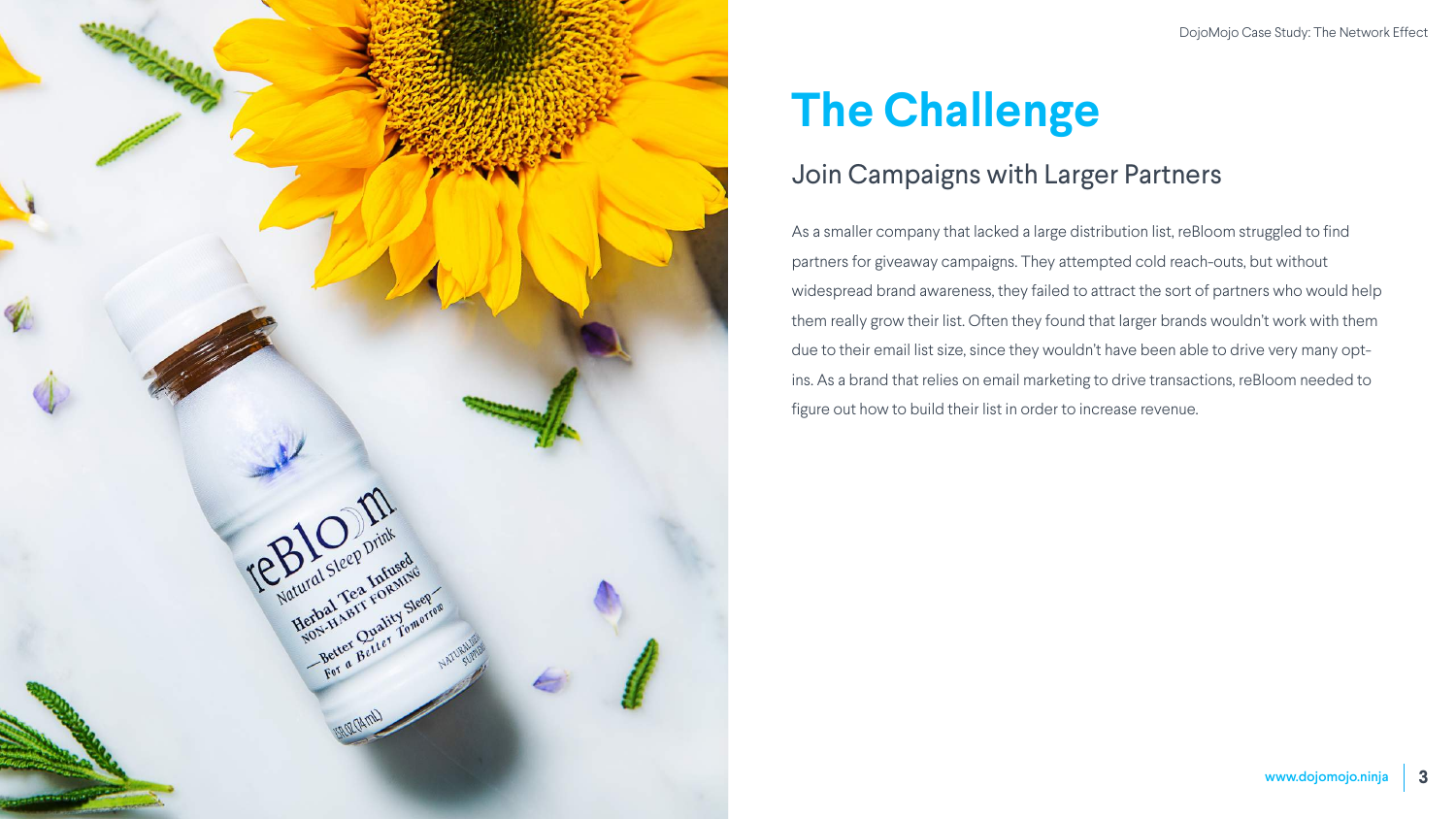# The Challenge

## Join Campaigns with Larger Partners

As a smaller company that lacked a large distribution list, reBloom struggled to find partners for giveaway campaigns. They attempted cold reach-outs, but without widespread brand awareness, they failed to attract the sort of partners who would help them really grow their list. Often they found that larger brands wouldn't work with them due to their email list size, since they wouldn't have been able to drive very many opt-ins. As a brand that relies on email marketing to drive transactions, reBloom needed to figure out how to build their list in order to increase revenue.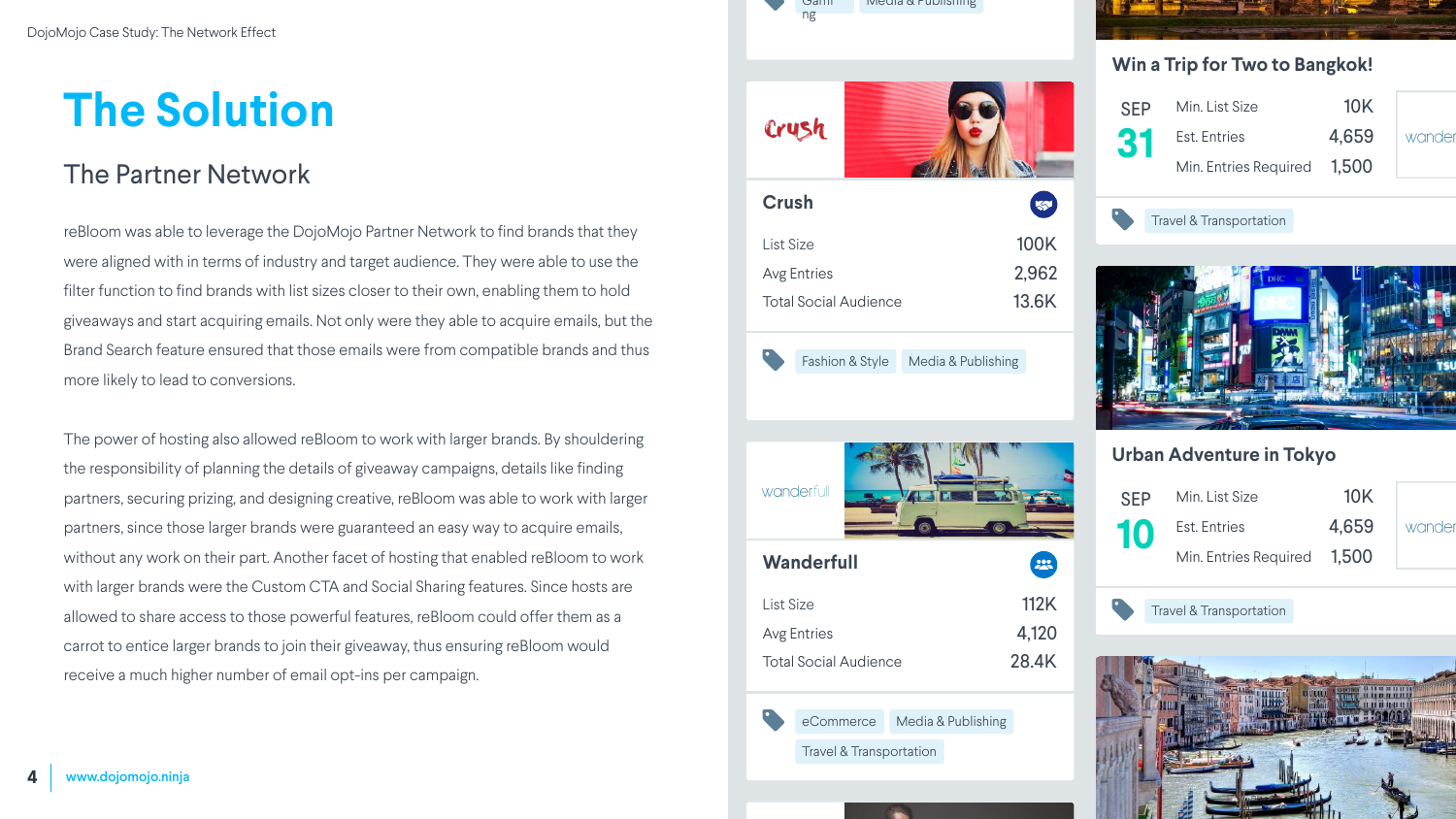# The Solution

## The Partner Network

reBloom was able to leverage the DojoMojo Partner Network to find brands that they were aligned with in terms of industry and target audience. They were able to use the filter function to find brands with list sizes closer to their own, enabling them to hold giveaways and start acquiring emails. Not only were they able to acquire emails, but the Brand Search feature ensured that those emails were from compatible brands and thus more likely to lead to conversions.

The power of hosting also allowed reBloom to work with larger brands. By shouldering the responsibility of planning the details of giveaway campaigns, details like finding partners, securing prizing, and designing creative, reBloom was able to work with larger partners, since those larger brands were guaranteed an easy way to acquire emails, without any work on their part. Another facet of hosting that enabled reBloom to work with larger brands were the Custom CTA and Social Sharing features. Since hosts are allowed to share access to those powerful features, reBloom could offer them as a carrot to entice larger brands to join their giveaway, thus ensuring reBloom would receive a much higher number of email opt-ins per campaign.

Gaming | Media & Publishing

### Crush

| | |
|---|---|
| List Size | 100K |
| Avg Entries | 2,962 |
| Total Social Audience | 13.6K |

Fashion & Style | Media & Publishing

### Wanderfull

| | |
|---|---|
| List Size | 112K |
| Avg Entries | 4,120 |
| Total Social Audience | 28.4K |

eCommerce | Media & Publishing | Travel & Transportation

### Win a Trip for Two to Bangkok!

SEP 31

| | |
|---|---|
| Min. List Size | 10K |
| Est. Entries | 4,659 |
| Min. Entries Required | 1,500 |

wanderfull

Travel & Transportation

### Urban Adventure in Tokyo

SEP 10

| | |
|---|---|
| Min. List Size | 10K |
| Est. Entries | 4,659 |
| Min. Entries Required | 1,500 |

wanderfull

Travel & Transportation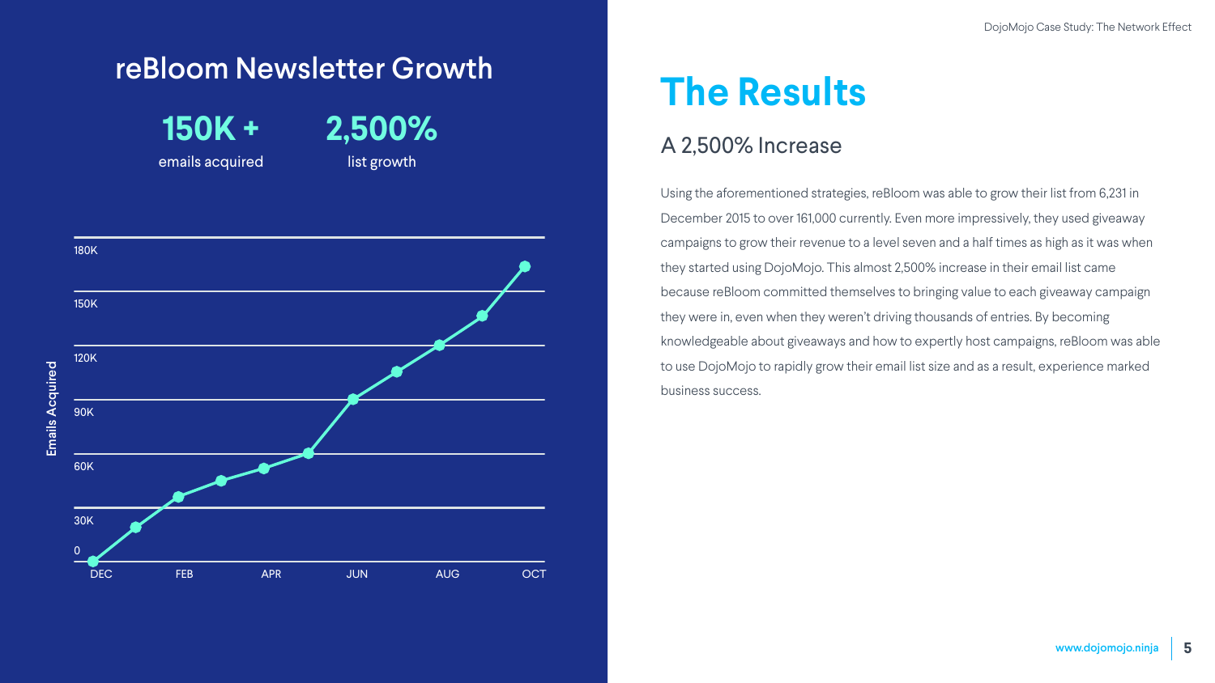## reBloom Newsletter Growth

**150K +**
emails acquired

**2,500%**
list growth

Emails Acquired

180K
150K
120K
90K
60K
30K
0

DEC FEB APR JUN AUG OCT

# The Results

## A 2,500% Increase

Using the aforementioned strategies, reBloom was able to grow their list from 6,231 in December 2015 to over 161,000 currently. Even more impressively, they used giveaway campaigns to grow their revenue to a level seven and a half times as high as it was when they started using DojoMojo. This almost 2,500% increase in their email list came because reBloom committed themselves to bringing value to each giveaway campaign they were in, even when they weren't driving thousands of entries. By becoming knowledgeable about giveaways and how to expertly host campaigns, reBloom was able to use DojoMojo to rapidly grow their email list size and as a result, experience marked business success.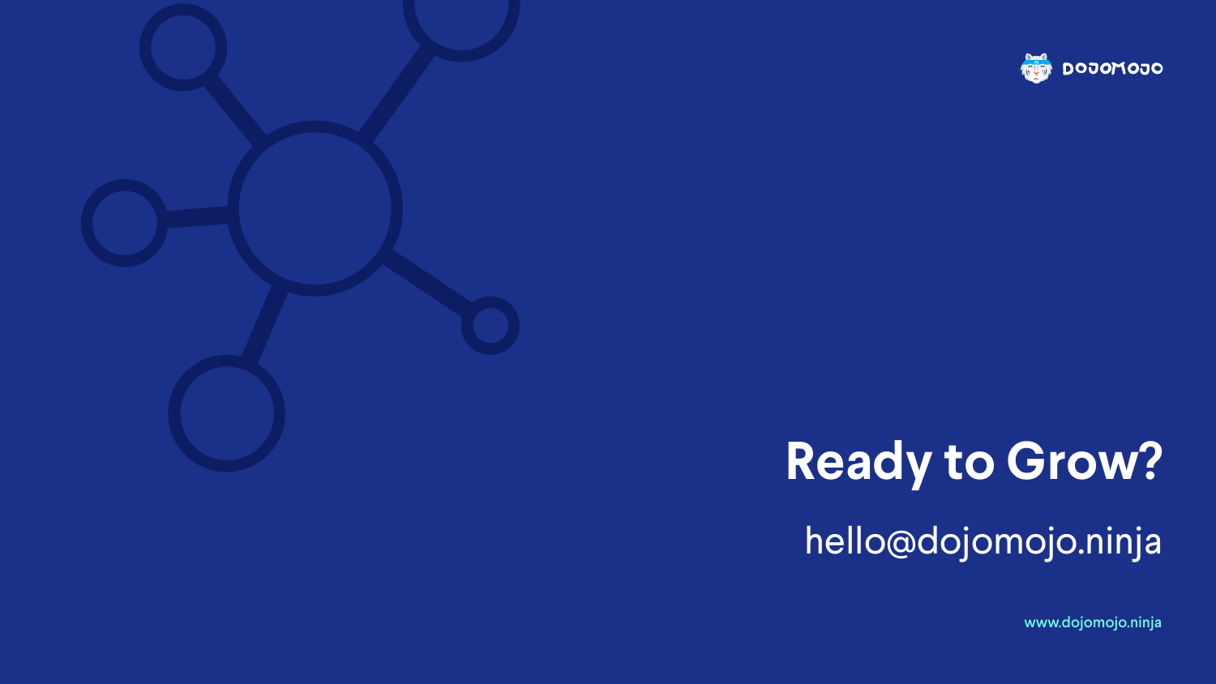DOJOMOJO

# Ready to Grow?

hello@dojomojo.ninja

www.dojomojo.ninja